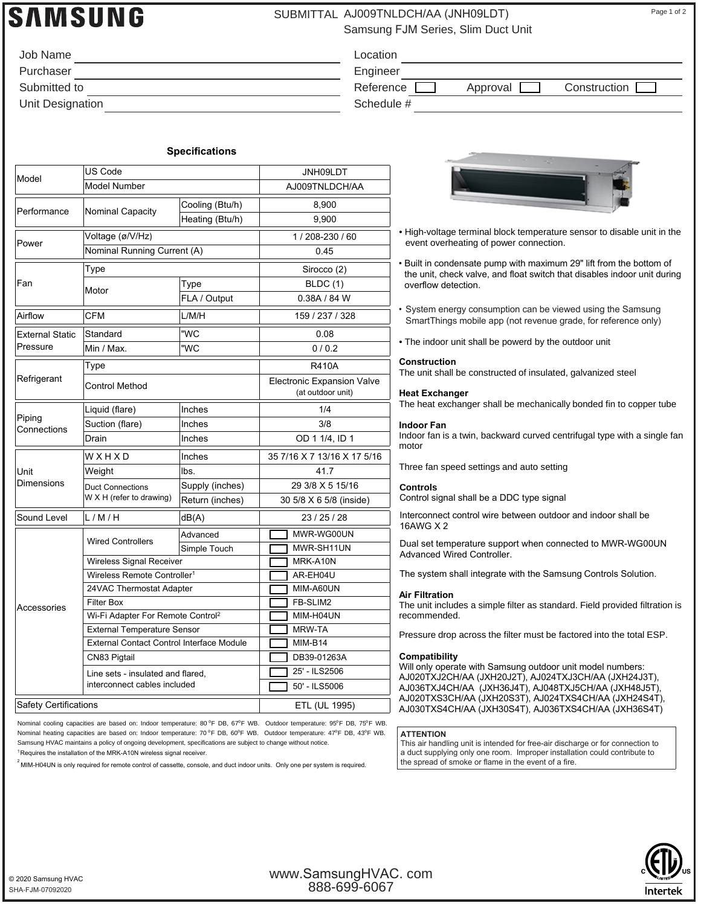# SAMSUNG

SUBMITTAL AJ009TNLDCH/AA (JNH09LDT)
Samsung FJM Series, Slim Duct Unit

Job Name ____________________
Purchaser ____________________
Submitted to ____________________
Unit Designation ____________________

Location ____________________
Engineer ____________________
Reference ☐ Approval ☐ Construction ☐
Schedule # ____________________

## Specifications

| | | | |
|---|---|---|---|
| Model | US Code | | JNH09LDT |
| | Model Number | | AJ009TNLDCH/AA |
| Performance | Nominal Capacity | Cooling (Btu/h) | 8,900 |
| | | Heating (Btu/h) | 9,900 |
| Power | Voltage (ø/V/Hz) | | 1 / 208-230 / 60 |
| | Nominal Running Current (A) | | 0.45 |
| Fan | Type | | Sirocco (2) |
| | Motor | Type | BLDC (1) |
| | | FLA / Output | 0.38A / 84 W |
| Airflow | CFM | L/M/H | 159 / 237 / 328 |
| External Static Pressure | Standard | "WC | 0.08 |
| | Min / Max. | "WC | 0 / 0.2 |
| Refrigerant | Type | | R410A |
| | Control Method | | Electronic Expansion Valve (at outdoor unit) |
| Piping Connections | Liquid (flare) | Inches | 1/4 |
| | Suction (flare) | Inches | 3/8 |
| | Drain | Inches | OD 1 1/4, ID 1 |
| Unit Dimensions | W X H X D | Inches | 35 7/16 X 7 13/16 X 17 5/16 |
| | Weight | lbs. | 41.7 |
| | Duct Connections W X H (refer to drawing) | Supply (inches) | 29 3/8 X 5 15/16 |
| | | Return (inches) | 30 5/8 X 6 5/8 (inside) |
| Sound Level | L / M / H | dB(A) | 23 / 25 / 28 |
| Accessories | Wired Controllers | Advanced | ☐ MWR-WG00UN |
| | | Simple Touch | ☐ MWR-SH11UN |
| | Wireless Signal Receiver | | ☐ MRK-A10N |
| | Wireless Remote Controller[1] | | ☐ AR-EH04U |
| | 24VAC Thermostat Adapter | | ☐ MIM-A60UN |
| | Filter Box | | ☐ FB-SLIM2 |
| | Wi-Fi Adapter For Remote Control[2] | | ☐ MIM-H04UN |
| | External Temperature Sensor | | ☐ MRW-TA |
| | External Contact Control Interface Module | | ☐ MIM-B14 |
| | CN83 Pigtail | | ☐ DB39-01263A |
| | Line sets - insulated and flared, interconnect cables included | | ☐ 25' - ILS2506 |
| | | | ☐ 50' - ILS5006 |
| Safety Certifications | | | ETL (UL 1995) |

Nominal cooling capacities are based on: Indoor temperature: 80 °F DB, 67°F WB. Outdoor temperature: 95°F DB, 75°F WB.
Nominal heating capacities are based on: Indoor temperature: 70 °F DB, 60°F WB. Outdoor temperature: 47°F DB, 43°F WB.
Samsung HVAC maintains a policy of ongoing development, specifications are subject to change without notice.

[1] Requires the installation of the MRK-A10N wireless signal receiver.

[2] MIM-H04UN is only required for remote control of cassette, console, and duct indoor units. Only one per system is required.

- High-voltage terminal block temperature sensor to disable unit in the event overheating of power connection.
- Built in condensate pump with maximum 29" lift from the bottom of the unit, check valve, and float switch that disables indoor unit during overflow detection.
- System energy consumption can be viewed using the Samsung SmartThings mobile app (not revenue grade, for reference only)
- The indoor unit shall be powerd by the outdoor unit

**Construction**
The unit shall be constructed of insulated, galvanized steel

**Heat Exchanger**
The heat exchanger shall be mechanically bonded fin to copper tube

**Indoor Fan**
Indoor fan is a twin, backward curved centrifugal type with a single fan motor

Three fan speed settings and auto setting

**Controls**
Control signal shall be a DDC type signal

Interconnect control wire between outdoor and indoor shall be 16AWG X 2

Dual set temperature support when connected to MWR-WG00UN Advanced Wired Controller.

The system shall integrate with the Samsung Controls Solution.

**Air Filtration**
The unit includes a simple filter as standard. Field provided filtration is recommended.

Pressure drop across the filter must be factored into the total ESP.

**Compatibility**
Will only operate with Samsung outdoor unit model numbers: AJ020TXJ2CH/AA (JXH20J2T), AJ024TXJ3CH/AA (JXH24J3T), AJ036TXJ4CH/AA (JXH36J4T), AJ048TXJ5CH/AA (JXH48J5T), AJ020TXS3CH/AA (JXH20S3T), AJ024TXS4CH/AA (JXH24S4T), AJ030TXS4CH/AA (JXH30S4T), AJ036TXS4CH/AA (JXH36S4T)

**ATTENTION**
This air handling unit is intended for free-air discharge or for connection to a duct supplying only one room. Improper installation could contribute to the spread of smoke or flame in the event of a fire.

© 2020 Samsung HVAC
SHA-FJM-07092020

www.SamsungHVAC.com
888-699-6067

Intertek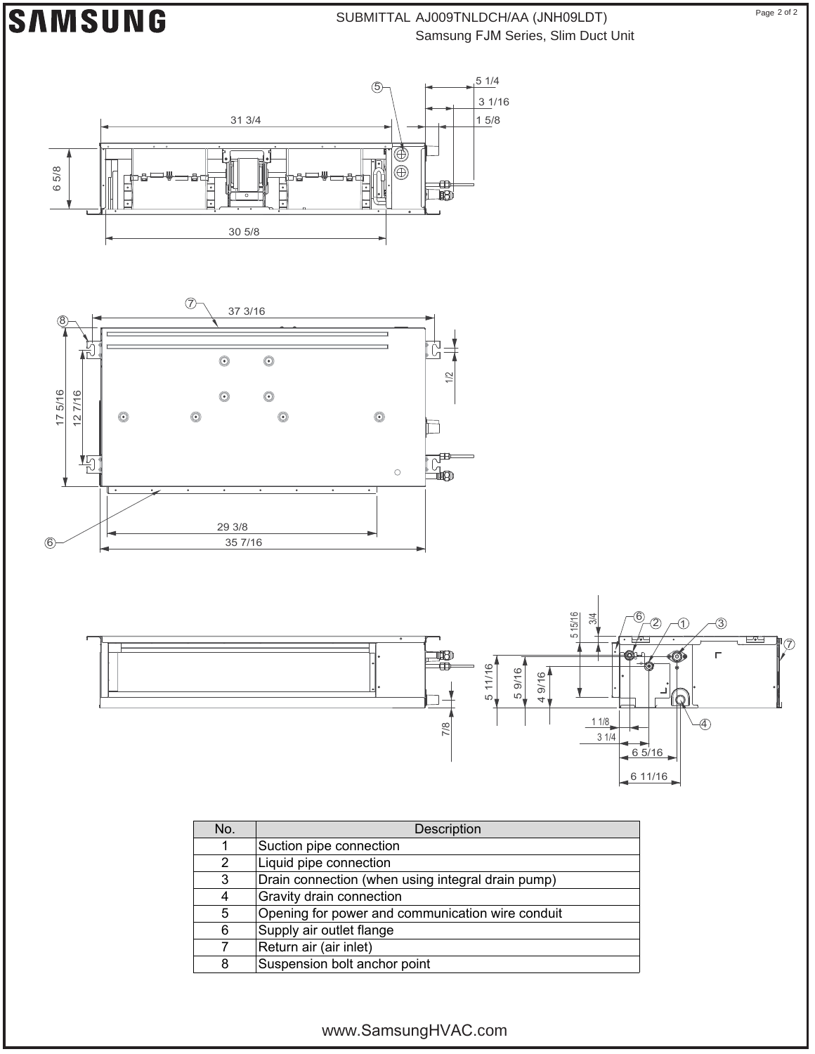# SUBMITTAL AJ009TNLDCH/AA (JNH09LDT)

## Samsung FJM Series, Slim Duct Unit

5 1/4
3 1/16
1 5/8
31 3/4
6 5/8
30 5/8

37 3/16
17 5/16
12 7/16
1/2
29 3/8
35 7/16

7/8
5 15/16
3/4
5 11/16
5 9/16
4 9/16
1 1/8
3 1/4
6 5/16
6 11/16

| No. | Description |
|---|---|
| 1 | Suction pipe connection |
| 2 | Liquid pipe connection |
| 3 | Drain connection (when using integral drain pump) |
| 4 | Gravity drain connection |
| 5 | Opening for power and communication wire conduit |
| 6 | Supply air outlet flange |
| 7 | Return air (air inlet) |
| 8 | Suspension bolt anchor point |

www.SamsungHVAC.com